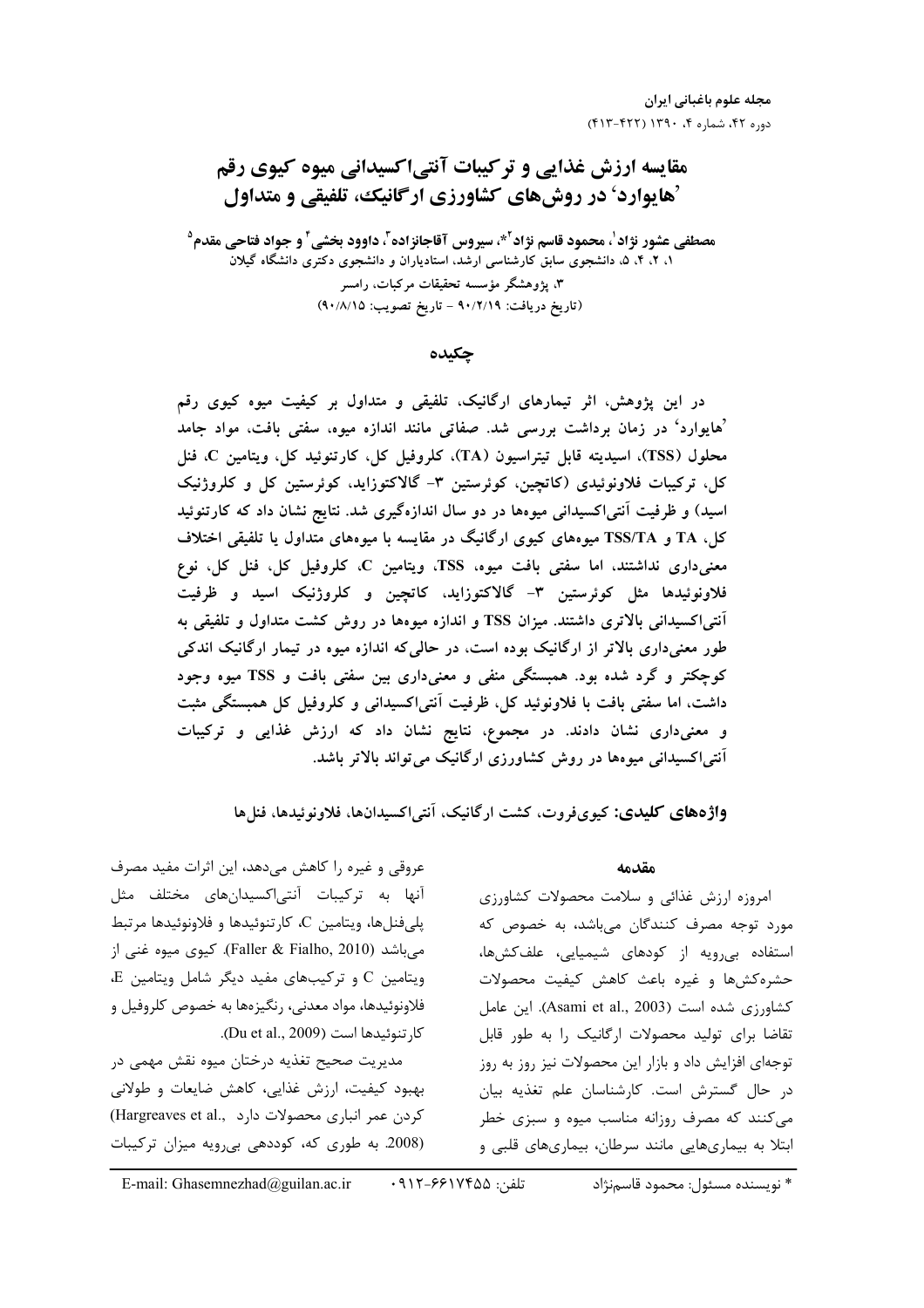# مقایسه ارزش غذایی و ترکیبات آنتی‌اکسیدانی میوه کیوی رقم 'هایوارد' در روش‌های کشاورزی ارگانیک، تلفیقی و متداول

**مصطفی عشور نژاد[1]، محمود قاسم نژاد[2]*، سیروس آقاجانزاده[3]، داوود بخشی[4] و جواد فتاحی مقدم[5]**

۱، ۲، ۴، ۵، دانشجوی سابق کارشناسی ارشد، استادیاران و دانشجوی دکتری دانشگاه گیلان

۳، پژوهشگر مؤسسه تحقیقات مرکبات، رامسر

(تاریخ دریافت: ۹۰/۲/۱۹ - تاریخ تصویب: ۹۰/۸/۱۵)

## چکیده

در این پژوهش، اثر تیمارهای ارگانیک، تلفیقی و متداول بر کیفیت میوه کیوی رقم 'هایوارد' در زمان برداشت بررسی شد. صفاتی مانند اندازه میوه، سفتی بافت، مواد جامد محلول (TSS)، اسیدیته قابل تیتراسیون (TA)، کلروفیل کل، کارتنوئید کل، ویتامین C، فنل کل، ترکیبات فلاونوئیدی (کاتچین، کوئرستین ۳- گالاکتوزاید، کوئرستین کل و کلروژنیک اسید) و ظرفیت آنتی‌اکسیدانی میوه‌ها در دو سال اندازه‌گیری شد. نتایج نشان داد که کارتنوئید کل، TA و TSS/TA میوه‌های کیوی ارگانیگ در مقایسه با میوه‌های متداول یا تلفیقی اختلاف معنی‌داری نداشتند، اما سفتی بافت میوه، TSS، ویتامین C، کلروفیل کل، فنل کل، نوع فلاونوئیدها مثل کوئرستین ۳- گالاکتوزاید، کاتچین و کلروژنیک اسید و ظرفیت آنتی‌اکسیدانی بالاتری داشتند. میزان TSS و اندازه میوه‌ها در روش کشت متداول و تلفیقی به طور معنی‌داری بالاتر از ارگانیک بوده است، در حالی‌که اندازه میوه در تیمار ارگانیک اندکی کوچکتر و گرد شده بود. همبستگی منفی و معنی‌داری بین سفتی بافت و TSS میوه وجود داشت، اما سفتی بافت با فلاونوئید کل، ظرفیت آنتی‌اکسیدانی و کلروفیل کل همبستگی مثبت و معنی‌داری نشان دادند. در مجموع، نتایج نشان داد که ارزش غذایی و ترکیبات آنتی‌اکسیدانی میوه‌ها در روش کشاورزی ارگانیک می‌تواند بالاتر باشد.

**واژه‌های کلیدی:** کیوی‌فروت، کشت ارگانیک، آنتی‌اکسیدان‌ها، فلاونوئیدها، فنل‌ها

## مقدمه

امروزه ارزش غذائی و سلامت محصولات کشاورزی مورد توجه مصرف کنندگان می‌باشد، به خصوص که استفاده بی‌رویه از کودهای شیمیایی، علف‌کش‌ها، حشره‌کش‌ها و غیره باعث کاهش کیفیت محصولات کشاورزی شده است (Asami et al., 2003). این عامل تقاضا برای تولید محصولات ارگانیک را به طور قابل توجه‌ای افزایش داد و بازار این محصولات نیز روز به روز در حال گسترش است. کارشناسان علم تغذیه بیان می‌کنند که مصرف روزانه مناسب میوه و سبزی خطر ابتلا به بیماری‌هایی مانند سرطان، بیماری‌های قلبی و عروقی و غیره را کاهش می‌دهد، این اثرات مفید مصرف آنها به ترکیبات آنتی‌اکسیدان‌های مختلف مثل پلی‌فنل‌ها، ویتامین C، کارتنوئیدها و فلاونوئیدها مرتبط می‌باشد (Faller & Fialho, 2010). کیوی میوه غنی از ویتامین C و ترکیب‌های مفید دیگر شامل ویتامین E، فلاونوئیدها، مواد معدنی، رنگیزه‌ها به خصوص کلروفیل و کارتنوئیدها است (Du et al., 2009).

مدیریت صحیح تغذیه درختان میوه نقش مهمی در بهبود کیفیت، ارزش غذایی، کاهش ضایعات و طولانی کردن عمر انباری محصولات دارد (Hargreaves et al., 2008). به طوری که، کوددهی بی‌رویه میزان ترکیبات

---

* نویسنده مسئول: محمود قاسم‌نژاد   تلفن: ۰۹۱۲-۶۶۱۷۴۵۵   E-mail: Ghasemnezhad@guilan.ac.ir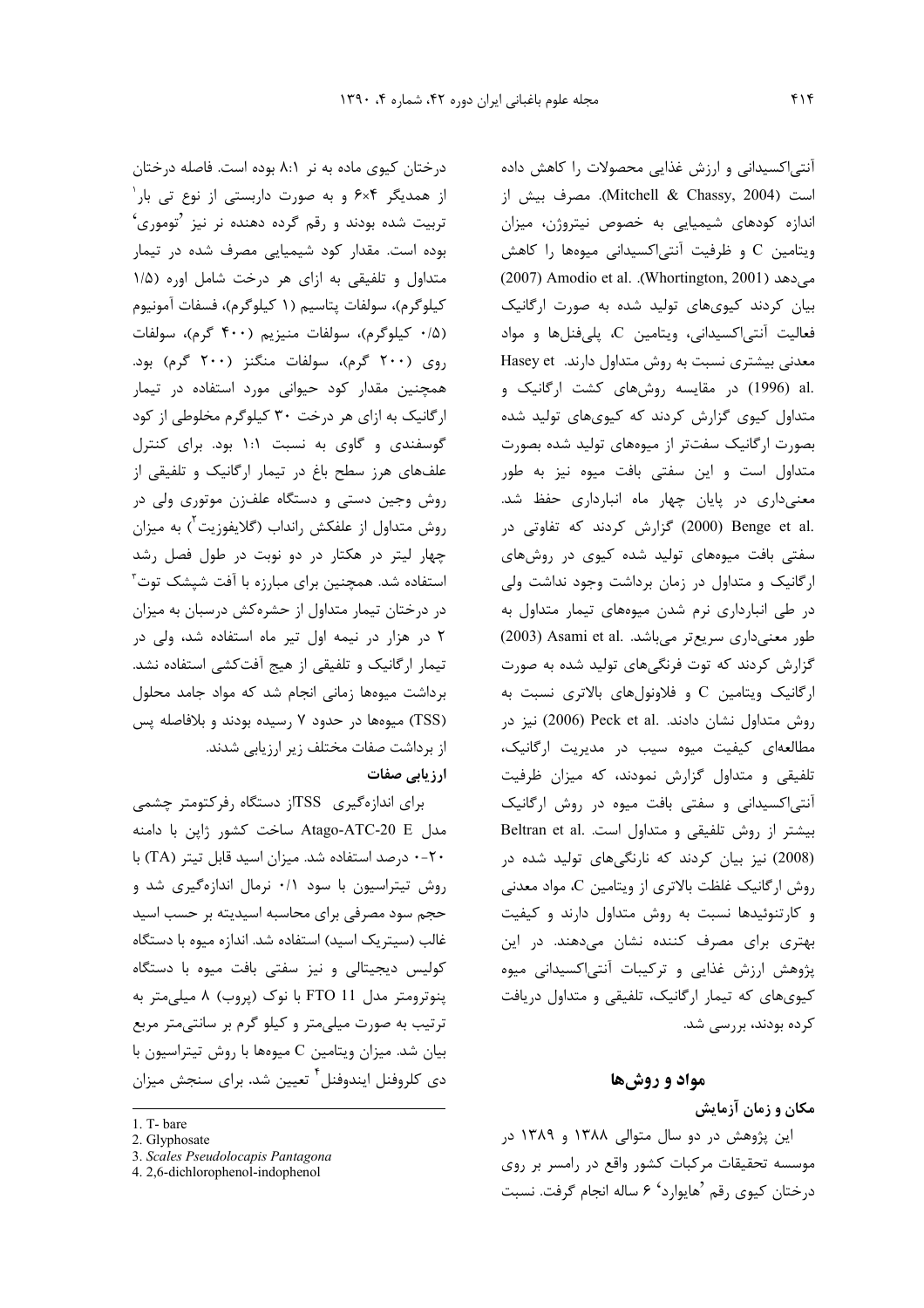آنتی‌اکسیدانی و ارزش غذایی محصولات را کاهش داده است (Mitchell & Chassy, 2004). مصرف بیش از اندازه کودهای شیمیایی به خصوص نیتروژن، میزان ویتامین C و ظرفیت آنتی‌اکسیدانی میوه‌ها را کاهش می‌دهد (Whortington, 2001). Amodio et al. (2007) بیان کردند کیوی‌های تولید شده به صورت ارگانیک فعالیت آنتی‌اکسیدانی، ویتامین C، پلی‌فنل‌ها و مواد معدنی بیشتری نسبت به روش متداول دارند. Hasey et al. (1996) در مقایسه روش‌های کشت ارگانیک و متداول کیوی گزارش کردند که کیوی‌های تولید شده بصورت ارگانیک سفت‌تر از میوه‌های تولید شده بصورت متداول است و این سفتی بافت میوه نیز به طور معنی‌داری در پایان چهار ماه انبارداری حفظ شد. Benge et al. (2000) گزارش کردند که تفاوتی در سفتی بافت میوه‌های تولید شده کیوی در روش‌های ارگانیک و متداول در زمان برداشت وجود نداشت ولی در طی انبارداری نرم شدن میوه‌های تیمار متداول به طور معنی‌داری سریع‌تر می‌باشد. Asami et al. (2003) گزارش کردند که توت فرنگی‌های تولید شده به صورت ارگانیک ویتامین C و فلاونول‌های بالاتری نسبت به روش متداول نشان دادند. Peck et al. (2006) نیز در مطالعه‌ای کیفیت میوه سیب در مدیریت ارگانیک، تلفیقی و متداول گزارش نمودند، که میزان ظرفیت آنتی‌اکسیدانی و سفتی بافت میوه در روش ارگانیک بیشتر از روش تلفیقی و متداول است. Beltran et al. (2008) نیز بیان کردند که نارنگی‌های تولید شده در روش ارگانیک غلظت بالاتری از ویتامین C، مواد معدنی و کارتنوئیدها نسبت به روش متداول دارند و کیفیت بهتری برای مصرف کننده نشان می‌دهند. در این پژوهش ارزش غذایی و ترکیبات آنتی‌اکسیدانی میوه کیوی‌های که تیمار ارگانیک، تلفیقی و متداول دریافت کرده بودند، بررسی شد.

## مواد و روش‌ها

### مکان و زمان آزمایش

این پژوهش در دو سال متوالی ۱۳۸۸ و ۱۳۸۹ در موسسه تحقیقات مرکبات کشور واقع در رامسر بر روی درختان کیوی رقم 'هایوارد' ۶ ساله انجام گرفت. نسبت درختان کیوی ماده به نر ۸:۱ بوده است. فاصله درختان از همدیگر ۴×۶ و به صورت داربستی از نوع تی بار[1] تربیت شده بودند و رقم گرده دهنده نر نیز 'توموری' بوده است. مقدار کود شیمیایی مصرف شده در تیمار متداول و تلفیقی به ازای هر درخت شامل اوره (۱/۵ کیلوگرم)، سولفات پتاسیم (۱ کیلوگرم)، فسفات آمونیوم (۰/۵ کیلوگرم)، سولفات منیزیم (۴۰۰ گرم)، سولفات روی (۲۰۰ گرم)، سولفات منگنز (۲۰۰ گرم) بود. همچنین مقدار کود حیوانی مورد استفاده در تیمار ارگانیک به ازای هر درخت ۳۰ کیلوگرم مخلوطی از کود گوسفندی و گاوی به نسبت ۱:۱ بود. برای کنترل علف‌های هرز سطح باغ در تیمار ارگانیک و تلفیقی از روش وجین دستی و دستگاه علف‌زن موتوری ولی در روش متداول از علفکش رانداب (گلایفوزیت[2]) به میزان چهار لیتر در هکتار در دو نوبت در طول فصل رشد استفاده شد. همچنین برای مبارزه با آفت شپشک توت[3] در درختان تیمار متداول از حشره‌کش درسبان به میزان ۲ در هزار در نیمه اول تیر ماه استفاده شد، ولی در تیمار ارگانیک و تلفیقی از هیچ آفت‌کشی استفاده نشد. برداشت میوه‌ها زمانی انجام شد که مواد جامد محلول (TSS) میوه‌ها در حدود ۷ رسیده بودند و بلافاصله پس از برداشت صفات مختلف زیر ارزیابی شدند.

### ارزیابی صفات

برای اندازه‌گیری TSS از دستگاه رفرکتومتر چشمی مدل Atago-ATC-20 E ساخت کشور ژاپن با دامنه ۲۰-۰ درصد استفاده شد. میزان اسید قابل تیتر (TA) با روش تیتراسیون با سود ۰/۱ نرمال اندازه‌گیری شد و حجم سود مصرفی برای محاسبه اسیدیته بر حسب اسید غالب (سیتریک اسید) استفاده شد. اندازه میوه با دستگاه کولیس دیجیتالی و نیز سفتی بافت میوه با دستگاه پنوترومتر مدل FTO 11 با نوک (پروب) ۸ میلی‌متر به ترتیب به صورت میلی‌متر و کیلو گرم بر سانتی‌متر مربع بیان شد. میزان ویتامین C میوه‌ها با روش تیتراسیون با دی کلروفنل ایندوفنل[4] تعیین شد. برای سنجش میزان

---

1. T- bare
2. Glyphosate
3. *Scales Pseudolocapis Pantagona*
4. 2,6-dichlorophenol-indophenol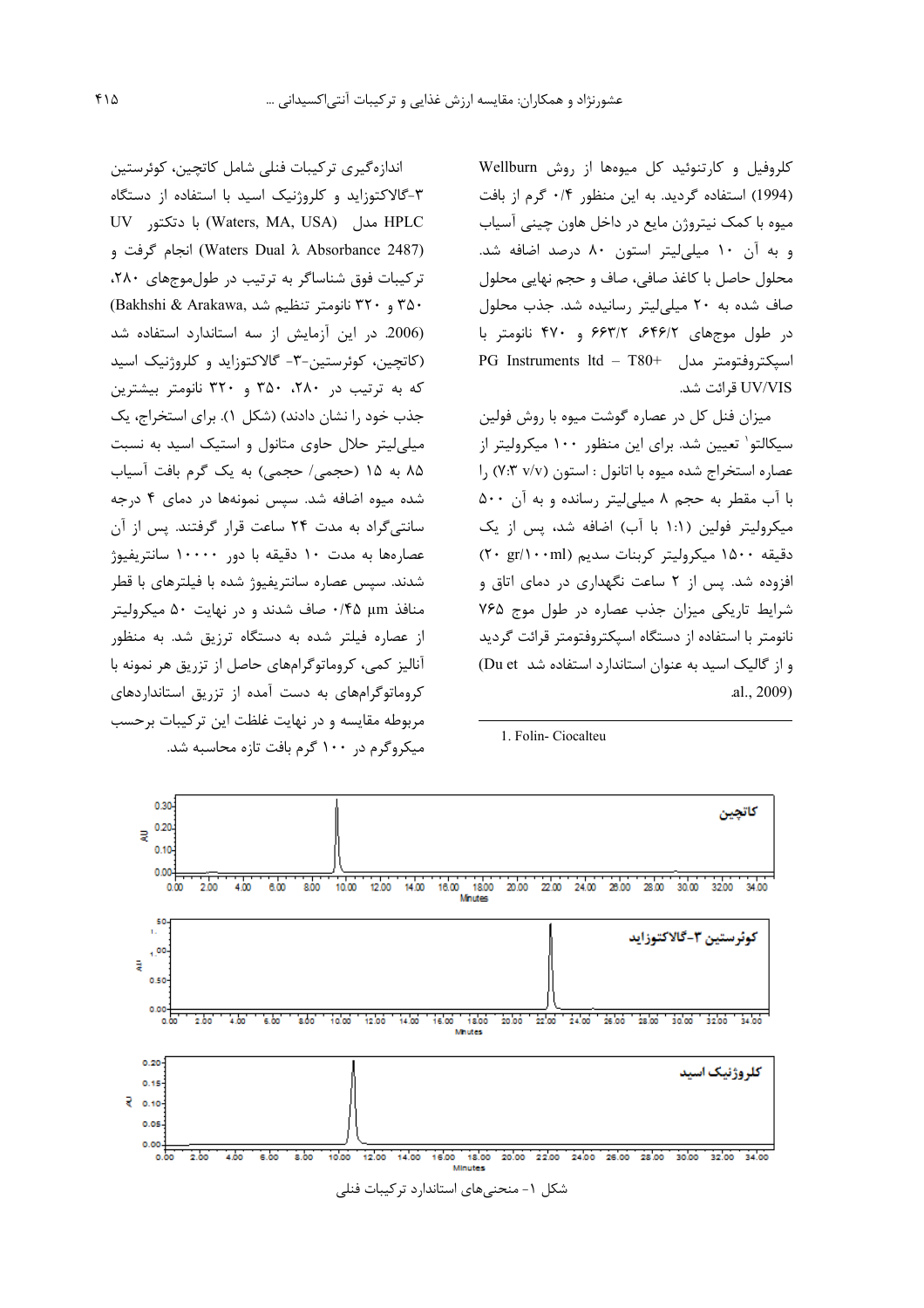کلروفیل و کارتنوئید کل میوه‌ها از روش Wellburn (1994) استفاده گردید. به این منظور ۰/۴ گرم از بافت میوه با کمک نیتروژن مایع در داخل هاون چینی آسیاب و به آن ۱۰ میلی‌لیتر استون ۸۰ درصد اضافه شد. محلول حاصل با کاغذ صافی، صاف و حجم نهایی محلول صاف شده به ۲۰ میلی‌لیتر رسانیده شد. جذب محلول در طول موج‌های ۶۴۶/۲، ۶۶۳/۲ و ۴۷۰ نانومتر با اسپکتروفتومتر مدل PG Instruments ltd – T80+ UV/VIS قرائت شد.

میزان فنل کل در عصاره گوشت میوه با روش فولین سیکالتو[1] تعیین شد. برای این منظور ۱۰۰ میکرولیتر از عصاره استخراج شده میوه با اتانول : استون (۷:۳ v/v) را با آب مقطر به حجم ۸ میلی‌لیتر رسانده و به آن ۵۰۰ میکرولیتر فولین (۱:۱ با آب) اضافه شد، پس از یک دقیقه ۱۵۰۰ میکرولیتر کربنات سدیم (۲۰ gr/۱۰۰ml) افزوده شد. پس از ۲ ساعت نگهداری در دمای اتاق و شرایط تاریکی میزان جذب عصاره در طول موج ۷۶۵ نانومتر با استفاده از دستگاه اسپکتروفتومتر قرائت گردید و از گالیک اسید به عنوان استاندارد استفاده شد (Du et al., 2009)

1. Folin- Ciocalteu

اندازه‌گیری ترکیبات فنلی شامل کاتچین، کوئرستین ۳-گالاکتوزاید و کلروژنیک اسید با استفاده از دستگاه HPLC مدل (Waters, MA, USA) با دتکتور UV (Waters Dual λ Absorbance 2487) انجام گرفت و ترکیبات فوق شناساگر به ترتیب در طول‌موج‌های ۲۸۰، ۳۵۰ و ۳۲۰ نانومتر تنظیم شد (Bakhshi & Arakawa, 2006). در این آزمایش از سه استاندارد استفاده شد (کاتچین، کوئرستین-۳- گالاکتوزاید و کلروژنیک اسید که به ترتیب در ۲۸۰، ۳۵۰ و ۳۲۰ نانومتر بیشترین جذب خود را نشان دادند) (شکل ۱). برای استخراج، یک میلی‌لیتر حلال حاوی متانول و استیک اسید به نسبت ۸۵ به ۱۵ (حجمی/ حجمی) به یک گرم بافت آسیاب شده میوه اضافه شد. سپس نمونه‌ها در دمای ۴ درجه سانتی‌گراد به مدت ۲۴ ساعت قرار گرفتند. پس از آن عصاره‌ها به مدت ۱۰ دقیقه با دور ۱۰۰۰۰ سانتریفیوژ شدند. سپس عصاره سانتریفیوژ شده با فیلترهای با قطر منافذ ۰/۴۵ µm صاف شدند و در نهایت ۵۰ میکرولیتر از عصاره فیلتر شده به دستگاه تزریق شد. به منظور آنالیز کمی، کروماتوگرام‌های حاصل از تزریق هر نمونه با کروماتوگرام‌های به دست آمده از تزریق استانداردهای مربوطه مقایسه و در نهایت غلظت این ترکیبات برحسب میکروگرم در ۱۰۰ گرم بافت تازه محاسبه شد.

شکل ۱- منحنی‌های استاندارد ترکیبات فنلی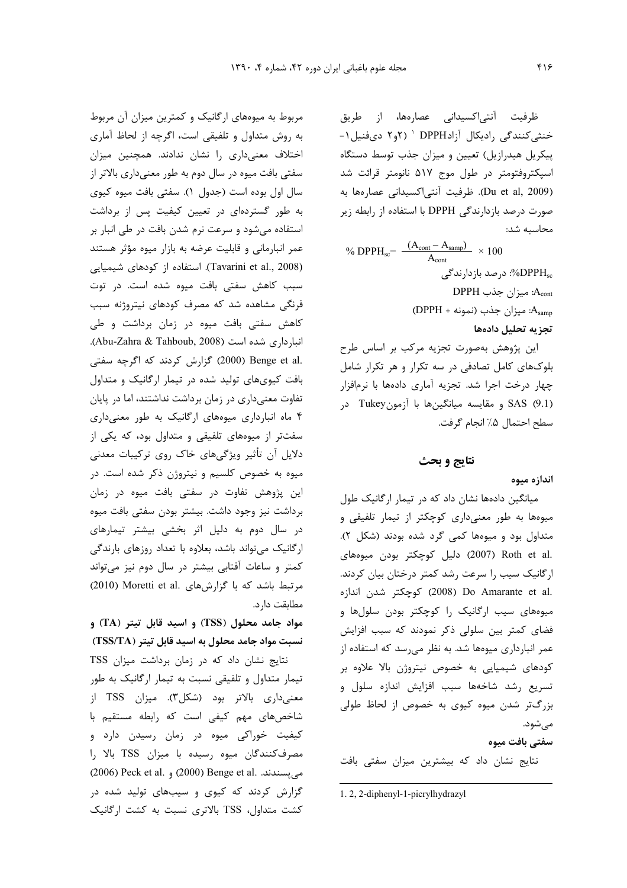ظرفیت آنتی‌اکسیدانی عصاره‌ها، از طریق خنثی‌کنندگی رادیکال آزاد DPPH [1] (۲و۲ دی‌فنیل۱- پیکریل هیدرازیل) تعیین و میزان جذب توسط دستگاه اسپکتروفتومتر در طول موج ۵۱۷ نانومتر قرائت شد (Du et al, 2009). ظرفیت آنتی‌اکسیدانی عصاره‌ها به صورت درصد بازدارندگی DPPH با استفاده از رابطه زیر محاسبه شد:

$$\% DPPH_{sc} = \frac{(A_{cont} - A_{samp})}{A_{cont}} \times 100$$

$\%DPPH_{sc}$: درصد بازدارندگی

$A_{cont}$: میزان جذب DPPH

$A_{samp}$: میزان جذب (نمونه + DPPH)

### تجزیه تحلیل داده‌ها

این پژوهش به‌صورت تجزیه مرکب بر اساس طرح بلوک‌های کامل تصادفی در سه تکرار و هر تکرار شامل چهار درخت اجرا شد. تجزیه آماری داده‌ها با نرم‌افزار SAS (9.1) و مقایسه میانگین‌ها با آزمون Tukey در سطح احتمال ۵٪ انجام گرفت.

## نتایج و بحث

### اندازه میوه

میانگین داده‌ها نشان داد که در تیمار ارگانیک طول میوه‌ها به طور معنی‌داری کوچکتر از تیمار تلفیقی و متداول بود و میوه‌ها کمی گرد شده بودند (شکل ۲). Roth et al. (2007) دلیل کوچکتر بودن میوه‌های ارگانیک سیب را سرعت رشد کمتر درختان بیان کردند. Do Amarante et al. (2008) کوچکتر شدن اندازه میوه‌های سیب ارگانیک را کوچکتر بودن سلول‌ها و فضای کمتر بین سلولی ذکر نمودند که سبب افزایش عمر انبارداری میوه‌ها شد. به نظر می‌رسد که استفاده از کودهای شیمیایی به خصوص نیتروژن بالا علاوه بر تسریع رشد شاخه‌ها سبب افزایش اندازه سلول و بزرگ‌تر شدن میوه کیوی به خصوص از لحاظ طولی می‌شود.

### سفتی بافت میوه

نتایج نشان داد که بیشترین میزان سفتی بافت مربوط به میوه‌های ارگانیک و کمترین میزان آن مربوط به روش متداول و تلفیقی است، اگرچه از لحاظ آماری اختلاف معنی‌داری را نشان ندادند. همچنین میزان سفتی بافت میوه در سال دوم به طور معنی‌داری بالاتر از سال اول بوده است (جدول ۱). سفتی بافت میوه کیوی به طور گسترده‌ای در تعیین کیفیت پس از برداشت استفاده می‌شود و سرعت نرم شدن بافت در طی انبار بر عمر انبارمانی و قابلیت عرضه به بازار میوه مؤثر هستند (Tavarini et al., 2008). استفاده از کودهای شیمیایی سبب کاهش سفتی بافت میوه شده است. در توت فرنگی مشاهده شد که مصرف کودهای نیتروژنه سبب کاهش سفتی بافت میوه در زمان برداشت و طی انبارداری شده است (Abu-Zahra & Tahboub, 2008). Benge et al. (2000) گزارش کردند که اگرچه سفتی بافت کیوی‌های تولید شده در تیمار ارگانیک و متداول تفاوت معنی‌داری در زمان برداشت نداشتند، اما در پایان ۴ ماه انبارداری میوه‌های ارگانیک به طور معنی‌داری سفت‌تر از میوه‌های تلفیقی و متداول بود، که یکی از دلایل آن تأثیر ویژگی‌های خاک روی ترکیبات معدنی میوه به خصوص کلسیم و نیتروژن ذکر شده است. در این پژوهش تفاوت در سفتی بافت میوه در زمان برداشت نیز وجود داشت. بیشتر بودن سفتی بافت میوه در سال دوم به دلیل اثر بخشی بیشتر تیمارهای ارگانیک می‌تواند باشد، بعلاوه با تعداد روزهای بارندگی کمتر و ساعات آفتابی بیشتر در سال دوم نیز می‌تواند مرتبط باشد که با گزارش‌های Moretti et al. (2010) مطابقت دارد.

### مواد جامد محلول (TSS) و اسید قابل تیتر (TA) و نسبت مواد جامد محلول به اسید قابل تیتر (TSS/TA)

نتایج نشان داد که در زمان برداشت میزان TSS تیمار متداول و تلفیقی نسبت به تیمار ارگانیک به طور معنی‌داری بالاتر بود (شکل۳). میزان TSS از شاخص‌های مهم کیفی است که رابطه مستقیم با کیفیت خوراکی میوه در زمان رسیدن دارد و مصرف‌کنندگان میوه رسیده با میزان TSS بالا را می‌پسندند. Benge et al. (2000) و Peck et al. (2006) گزارش کردند که کیوی و سیب‌های تولید شده در کشت متداول، TSS بالاتری نسبت به کشت ارگانیک

---

1. 2, 2-diphenyl-1-picrylhydrazyl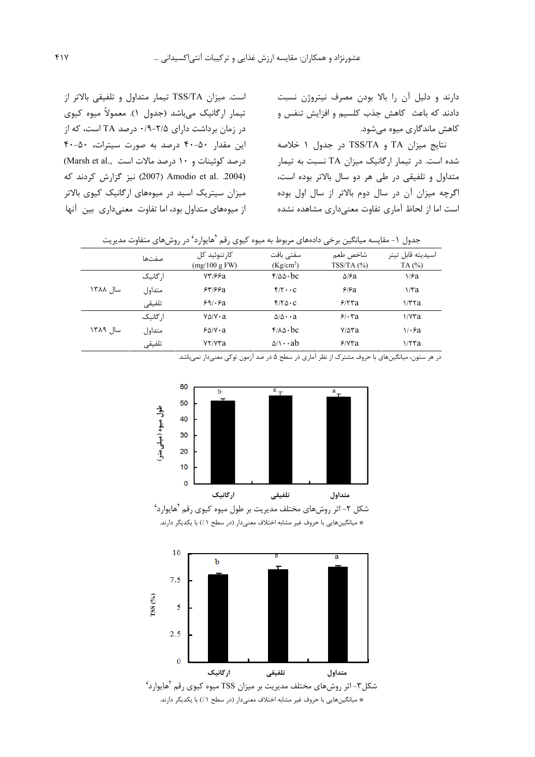دارند و دلیل آن را بالا بودن مصرف نیتروژن نسبت دادند که باعث کاهش جذب کلسیم و افزایش تنفس و کاهش ماندگاری میوه می‌شود.

نتایج میزان TA و TSS/TA در جدول ۱ خلاصه شده است. در تیمار ارگانیک میزان TA نسبت به تیمار متداول و تلفیقی در طی هر دو سال بالاتر بوده است، اگرچه میزان آن در سال دوم بالاتر از سال اول بوده است اما از لحاظ آماری تفاوت معنی‌داری مشاهده نشده است. میزان TSS/TA تیمار متداول و تلفیقی بالاتر از تیمار ارگانیک می‌باشد (جدول ۱). معمولاً میوه کیوی در زمان برداشت دارای ۲/۵-۰/۹ درصد TA است، که از این مقدار ۵۰-۴۰ درصد به صورت سیترات، ۵۰-۴۰ درصد کوئینات و ۱۰ درصد مالات است (Marsh et al., 2004). Amodio et al. (2007) نیز گزارش کردند که میزان سیتریک اسید در میوه‌های ارگانیک کیوی بالاتر از میوه‌های متداول بود، اما تفاوت معنی‌داری بین آنها

جدول ۱- مقایسه میانگین برخی داده‌های مربوط به میوه کیوی رقم 'هایوارد' در روش‌های متفاوت مدیریت

| | صفت‌ها | کارتنوئید کل (mg/100 g FW) | سفتی بافت ($Kg/cm^2$) | شاخص طعم TSS/TA (%) | اسیدیته قابل تیتر TA (%) |
|---|---|---|---|---|---|
| سال ۱۳۸۸ | ارگانیک | ۷۳/۶۶a | ۴/۵۵۰bc | ۵/۶a | ۱/۶a |
| | متداول | ۶۳/۶۶a | ۴/۲۰۰c | ۶/۶a | ۱/۳a |
| | تلفیقی | ۶۹/۰۶a | ۴/۲۵۰c | ۶/۲۳a | ۱/۳۲a |
| سال ۱۳۸۹ | ارگانیک | ۷۵/۷۰a | ۵/۵۰۰a | ۶/۰۳a | ۱/۷۳a |
| | متداول | ۶۵/۷۰a | ۴/۸۵۰bc | ۷/۵۳a | ۱/۰۶a |
| | تلفیقی | ۷۲/۷۳a | ۵/۱۰۰ab | ۶/۷۳a | ۱/۲۳a |

در هر ستون، میانگین‌های با حروف مشترک از نظر آماری در سطح ۵ در صد آزمون توکی معنی‌دار نمی‌باشد.

شکل ۲- اثر روش‌های مختلف مدیریت بر طول میوه کیوی رقم 'هایوارد'

* میانگین‌هایی با حروف غیر مشابه اختلاف معنی‌دار (در سطح ۱٪) با یکدیگر دارند.

شکل۳- اثر روش‌های مختلف مدیریت بر میزان TSS میوه کیوی رقم 'هایوارد'

* میانگین‌هایی با حروف غیر مشابه اختلاف معنی‌دار (در سطح ۱٪) با یکدیگر دارند.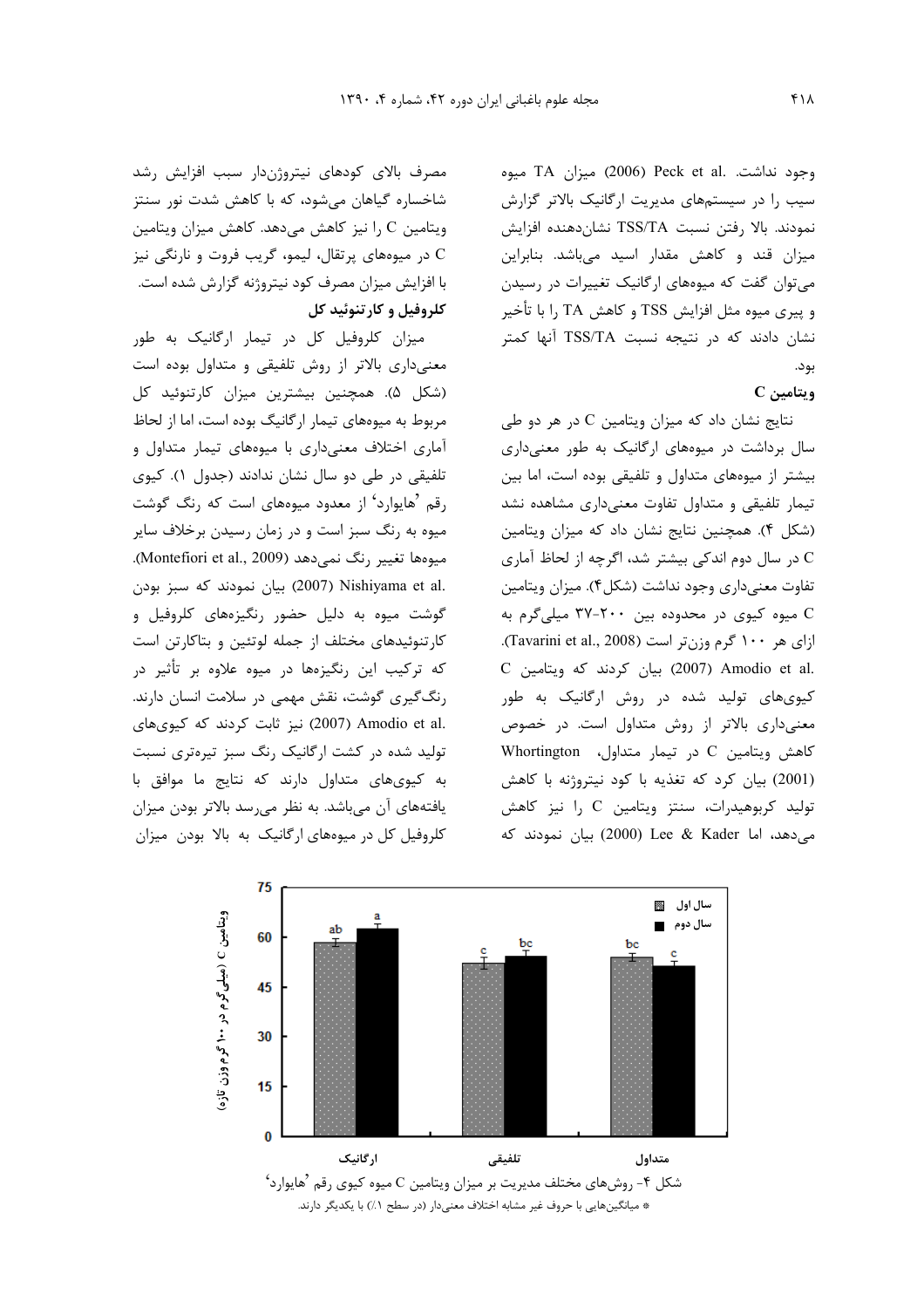وجود نداشت. Peck et al. (2006) میزان TA میوه سیب را در سیستم‌های مدیریت ارگانیک بالاتر گزارش نمودند. بالا رفتن نسبت TSS/TA نشان‌دهنده افزایش میزان قند و کاهش مقدار اسید می‌باشد. بنابراین می‌توان گفت که میوه‌های ارگانیک تغییرات در رسیدن و پیری میوه مثل افزایش TSS و کاهش TA را با تأخیر نشان دادند که در نتیجه نسبت TSS/TA آنها کمتر بود.

**ویتامین C**

نتایج نشان داد که میزان ویتامین C در هر دو طی سال برداشت در میوه‌های ارگانیک به طور معنی‌داری بیشتر از میوه‌های متداول و تلفیقی بوده است، اما بین تیمار تلفیقی و متداول تفاوت معنی‌داری مشاهده نشد (شکل ۴). همچنین نتایج نشان داد که میزان ویتامین C در سال دوم اندکی بیشتر شد، اگرچه از لحاظ آماری تفاوت معنی‌داری وجود نداشت (شکل۴). میزان ویتامین C میوه کیوی در محدوده بین ۲۰۰-۳۷ میلی‌گرم به ازای هر ۱۰۰ گرم وزن‌تر است (Tavarini et al., 2008). Amodio et al. (2007) بیان کردند که ویتامین C کیوی‌های تولید شده در روش ارگانیک به طور معنی‌داری بالاتر از روش متداول است. در خصوص کاهش ویتامین C در تیمار متداول، Whortington (2001) بیان کرد که تغذیه با کود نیتروژنه با کاهش تولید کربوهیدرات، سنتز ویتامین C را نیز کاهش می‌دهد، اما Lee & Kader (2000) بیان نمودند که مصرف بالای کودهای نیتروژن‌دار سبب افزایش رشد شاخساره گیاهان می‌شود، که با کاهش شدت نور سنتز ویتامین C را نیز کاهش می‌دهد. کاهش میزان ویتامین C در میوه‌های پرتقال، لیمو، گریپ فروت و نارنگی نیز با افزایش میزان مصرف کود نیتروژنه گزارش شده است.

**کلروفیل و کارتنوئید کل**

میزان کلروفیل کل در تیمار ارگانیک به طور معنی‌داری بالاتر از روش تلفیقی و متداول بوده است (شکل ۵). همچنین بیشترین میزان کارتنوئید کل مربوط به میوه‌های تیمار ارگانیگ بوده است، اما از لحاظ آماری اختلاف معنی‌داری با میوه‌های تیمار متداول و تلفیقی در طی دو سال نشان ندادند (جدول ۱). کیوی رقم 'هایوارد' از معدود میوه‌های است که رنگ گوشت میوه به رنگ سبز است و در زمان رسیدن برخلاف سایر میوه‌ها تغییر رنگ نمی‌دهد (Montefiori et al., 2009). Nishiyama et al. (2007) بیان نمودند که سبز بودن گوشت میوه به دلیل حضور رنگیزه‌های کلروفیل و کارتنوئیدهای مختلف از جمله لوتئین و بتاکارتن است که ترکیب این رنگیزه‌ها در میوه علاوه بر تأثیر در رنگ‌گیری گوشت، نقش مهمی در سلامت انسان دارند. Amodio et al. (2007) نیز ثابت کردند که کیوی‌های تولید شده در کشت ارگانیک رنگ سبز تیره‌تری نسبت به کیوی‌های متداول دارند که نتایج ما موافق با یافته‌های آن می‌باشد. به نظر می‌رسد بالاتر بودن میزان کلروفیل کل در میوه‌های ارگانیک به بالا بودن میزان

| | سال اول | سال دوم |
|---|---|---|
| ارگانیک | ab | a |
| تلفیقی | c | bc |
| متداول | bc | c |

شکل ۴- روش‌های مختلف مدیریت بر میزان ویتامین C میوه کیوی رقم 'هایوارد'
* میانگین‌هایی با حروف غیر مشابه اختلاف معنی‌دار (در سطح ۱٪) با یکدیگر دارند.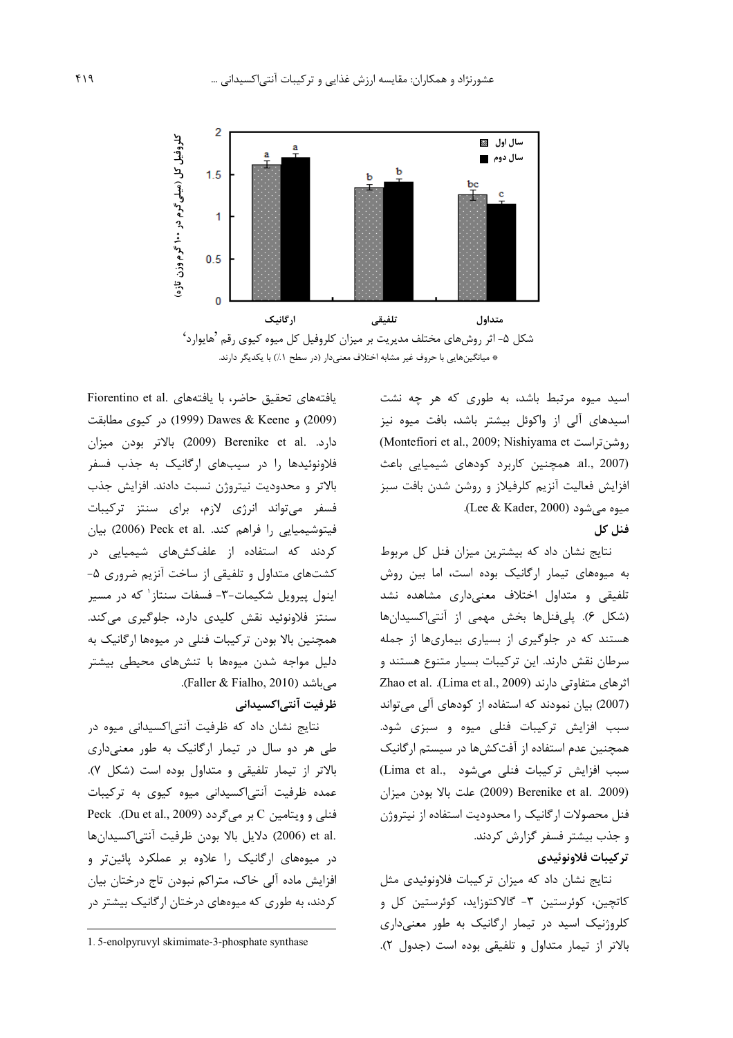شکل ۵- اثر روش‌های مختلف مدیریت بر میزان کلروفیل کل میوه کیوی رقم 'هایوارد'

* میانگین‌هایی با حروف غیر مشابه اختلاف معنی‌دار (در سطح ۱٪) با یکدیگر دارند.

اسید میوه مرتبط باشد، به طوری که هر چه نشت اسیدهای آلی از واکوئل بیشتر باشد، بافت میوه نیز روشن‌تراست (Montefiori et al., 2009; Nishiyama et al., 2007). همچنین کاربرد کودهای شیمیایی باعث افزایش فعالیت آنزیم کلرفیلاز و روشن شدن بافت سبز میوه می‌شود (Lee & Kader, 2000).

### فنل کل

نتایج نشان داد که بیشترین میزان فنل کل مربوط به میوه‌های تیمار ارگانیک بوده است، اما بین روش تلفیقی و متداول اختلاف معنی‌داری مشاهده نشد (شکل ۶). پلی‌فنل‌ها بخش مهمی از آنتی‌اکسیدان‌ها هستند که در جلوگیری از بسیاری بیماری‌ها از جمله سرطان نقش دارند. این ترکیبات بسیار متنوع هستند و اثرهای متفاوتی دارند (Lima et al., 2009). Zhao et al. (2007) بیان نمودند که استفاده از کودهای آلی می‌تواند سبب افزایش ترکیبات فنلی میوه و سبزی شود. همچنین عدم استفاده از آفت‌کش‌ها در سیستم ارگانیک سبب افزایش ترکیبات فنلی می‌شود (Lima et al., 2009). Berenike et al. (2009) علت بالا بودن میزان فنل محصولات ارگانیک را محدودیت استفاده از نیتروژن و جذب بیشتر فسفر گزارش کردند.

### ترکیبات فلاونوئیدی

نتایج نشان داد که میزان ترکیبات فلاونوئیدی مثل کاتچین، کوئرستین ۳- گالاکتوزاید، کوئرستین کل و کلروژنیک اسید در تیمار ارگانیک به طور معنی‌داری بالاتر از تیمار متداول و تلفیقی بوده است (جدول ۲).

یافته‌های تحقیق حاضر، با یافته‌های Fiorentino et al. (2009) و Dawes & Keene (1999) در کیوی مطابقت دارد. Berenike et al. (2009) بالاتر بودن میزان فلاونوئیدها را در سیب‌های ارگانیک به جذب فسفر بالاتر و محدودیت نیتروژن نسبت دادند. افزایش جذب فسفر می‌تواند انرژی لازم، برای سنتز ترکیبات فیتوشیمیایی را فراهم کند. Peck et al. (2006) بیان کردند که استفاده از علف‌کش‌های شیمیایی در کشت‌های متداول و تلفیقی از ساخت آنزیم ضروری ۵- اینول پیرویل شکیمات-۳- فسفات سنتاز[1] که در مسیر سنتز فلاونوئید نقش کلیدی دارد، جلوگیری می‌کند. همچنین بالا بودن ترکیبات فنلی در میوه‌ها ارگانیک به دلیل مواجه شدن میوه‌ها با تنش‌های محیطی بیشتر می‌باشد (Faller & Fialho, 2010).

### ظرفیت آنتی‌اکسیدانی

نتایج نشان داد که ظرفیت آنتی‌اکسیدانی میوه در طی هر دو سال در تیمار ارگانیک به طور معنی‌داری بالاتر از تیمار تلفیقی و متداول بوده است (شکل ۷). عمده ظرفیت آنتی‌اکسیدانی میوه کیوی به ترکیبات فنلی و ویتامین C بر می‌گردد (Du et al., 2009). Peck et al. (2006) دلایل بالا بودن ظرفیت آنتی‌اکسیدان‌ها در میوه‌های ارگانیک را علاوه بر عملکرد پائین‌تر و افزایش ماده آلی خاک، متراکم نبودن تاج درختان بیان کردند، به طوری که میوه‌های درختان ارگانیک بیشتر در

---

1. 5-enolpyruvyl skimimate-3-phosphate synthase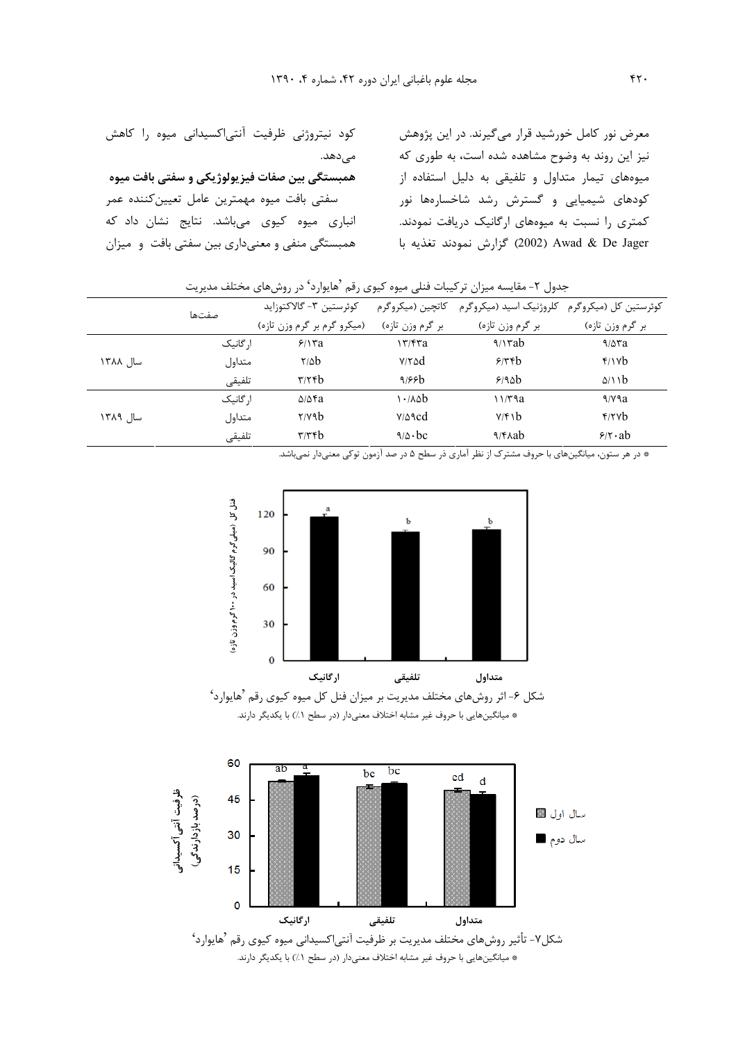معرض نور کامل خورشید قرار می‌گیرند. در این پژوهش نیز این روند به وضوح مشاهده شده است، به طوری که میوه‌های تیمار متداول و تلفیقی به دلیل استفاده از کودهای شیمیایی و گسترش رشد شاخساره‌ها نور کمتری را نسبت به میوه‌های ارگانیک دریافت نمودند. Awad & De Jager (2002) گزارش نمودند تغذیه با کود نیتروژنی ظرفیت آنتی‌اکسیدانی میوه را کاهش می‌دهد.

**همبستگی بین صفات فیزیولوژیکی و سفتی بافت میوه**

سفتی بافت میوه مهمترین عامل تعیین‌کننده عمر انباری میوه کیوی می‌باشد. نتایج نشان داد که همبستگی منفی و معنی‌داری بین سفتی بافت و میزان

جدول ۲- مقایسه میزان ترکیبات فنلی میوه کیوی رقم 'هایوارد' در روش‌های مختلف مدیریت

| صفت‌ها | | کوئرستین ۳- گالاکتوزاید (میکرو گرم بر گرم وزن تازه) | کاتچین (میکروگرم بر گرم وزن تازه) | کلروژنیک اسید (میکروگرم بر گرم وزن تازه) | کوئرستین کل (میکروگرم بر گرم وزن تازه) |
|---|---|---|---|---|---|
| سال ۱۳۸۸ | ارگانیک | ۶/۱۳a | ۱۳/۴۳a | ۹/۱۳ab | ۹/۵۳a |
| | متداول | ۲/۵b | ۷/۲۵d | ۶/۳۴b | ۴/۱۷b |
| | تلفیقی | ۳/۲۴b | ۹/۶۶b | ۶/۹۵b | ۵/۱۱b |
| سال ۱۳۸۹ | ارگانیک | ۵/۵۴a | ۱۰/۸۵b | ۱۱/۳۹a | ۹/۷۹a |
| | متداول | ۲/۷۹b | ۷/۵۹cd | ۷/۴۱b | ۴/۲۷b |
| | تلفیقی | ۳/۳۴b | ۹/۵۰bc | ۹/۴۸ab | ۶/۲۰ab |

* در هر ستون، میانگین‌های با حروف مشترک از نظر آماری در سطح ۵ در صد آزمون توکی معنی‌دار نمی‌باشد.

شکل ۶- اثر روش‌های مختلف مدیریت بر میزان فنل کل میوه کیوی رقم 'هایوارد'

* میانگین‌هایی با حروف غیر مشابه اختلاف معنی‌دار (در سطح ۱٪) با یکدیگر دارند.

شکل۷- تأثیر روش‌های مختلف مدیریت بر ظرفیت آنتی‌اکسیدانی میوه کیوی رقم 'هایوارد'

* میانگین‌هایی با حروف غیر مشابه اختلاف معنی‌دار (در سطح ۱٪) با یکدیگر دارند.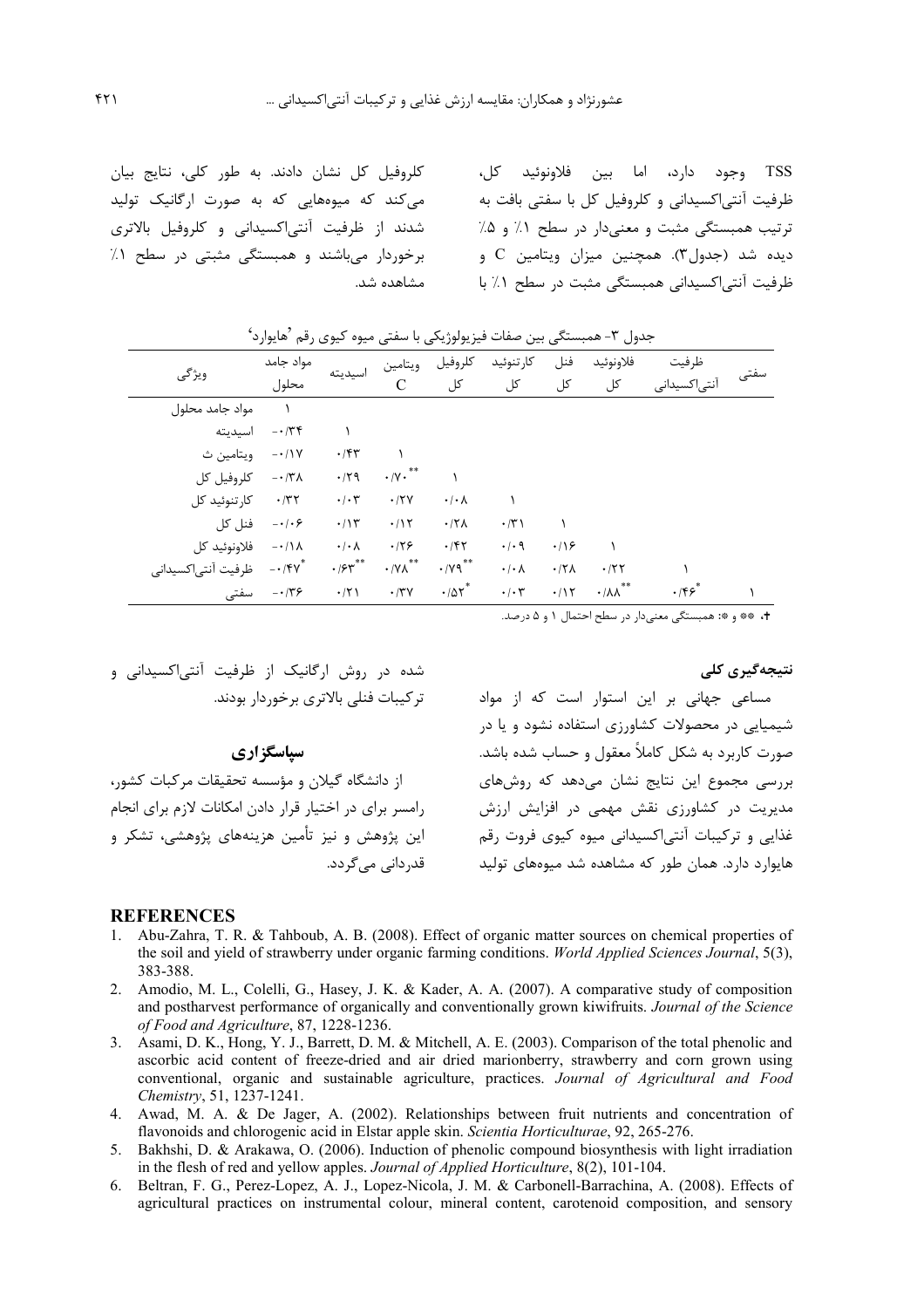TSS وجود دارد، اما بین فلاونوئید کل، ظرفیت آنتی‌اکسیدانی و کلروفیل کل با سفتی بافت به ترتیب همبستگی مثبت و معنی‌دار در سطح ۱٪ و ۵٪ دیده شد (جدول۳). همچنین میزان ویتامین C و ظرفیت آنتی‌اکسیدانی همبستگی مثبت در سطح ۱٪ با کلروفیل کل نشان دادند. به طور کلی، نتایج بیان می‌کند که میوه‌هایی که به صورت ارگانیک تولید شدند از ظرفیت آنتی‌اکسیدانی و کلروفیل بالاتری برخوردار می‌باشند و همبستگی مثبتی در سطح ۱٪ مشاهده شد.

جدول ۳- همبستگی بین صفات فیزیولوژیکی با سفتی میوه کیوی رقم 'هایوارد'[†]

| ویژگی | مواد جامد محلول | اسیدیته | ویتامین C | کلروفیل کل | کارتنوئید کل | فنل کل | فلاونوئید کل | ظرفیت آنتی‌اکسیدانی | سفتی |
|---|---|---|---|---|---|---|---|---|---|
| مواد جامد محلول | ۱ | | | | | | | | |
| اسیدیته | -۰/۳۴ | ۱ | | | | | | | |
| ویتامین ث | -۰/۱۷ | ۰/۴۳ | ۱ | | | | | | |
| کلروفیل کل | -۰/۳۸ | ۰/۲۹ | ۰/۷۰** | ۱ | | | | | |
| کارتنوئید کل | ۰/۳۲ | ۰/۰۳ | ۰/۲۷ | ۰/۰۸ | ۱ | | | | |
| فنل کل | -۰/۰۶ | ۰/۱۳ | ۰/۱۲ | ۰/۲۸ | ۰/۳۱ | ۱ | | | |
| فلاونوئید کل | -۰/۱۸ | ۰/۰۸ | ۰/۲۶ | ۰/۴۲ | ۰/۰۹ | ۰/۱۶ | ۱ | | |
| ظرفیت آنتی‌اکسیدانی | -۰/۴۷* | ۰/۶۳** | ۰/۷۸** | ۰/۷۹** | ۰/۰۸ | ۰/۲۸ | ۰/۲۲ | ۱ | |
| سفتی | -۰/۳۶ | ۰/۲۱ | ۰/۳۷ | ۰/۵۲* | ۰/۰۳ | ۰/۱۲ | ۰/۸۸** | ۰/۴۶* | ۱ |

†، ** و *: همبستگی معنی‌دار در سطح احتمال ۱ و ۵ درصد.

## نتیجه‌گیری کلی

مساعی جهانی بر این استوار است که از مواد شیمیایی در محصولات کشاورزی استفاده نشود و یا در صورت کاربرد به شکل کاملاً معقول و حساب شده باشد. بررسی مجموع این نتایج نشان می‌دهد که روش‌های مدیریت در کشاورزی نقش مهمی در افزایش ارزش غذایی و ترکیبات آنتی‌اکسیدانی میوه کیوی فروت رقم هایوارد دارد. همان طور که مشاهده شد میوه‌های تولید شده در روش ارگانیک از ظرفیت آنتی‌اکسیدانی و ترکیبات فنلی بالاتری برخوردار بودند.

## سپاسگزاری

از دانشگاه گیلان و مؤسسه تحقیقات مرکبات کشور، رامسر برای در اختیار قرار دادن امکانات لازم برای انجام این پژوهش و نیز تأمین هزینه‌های پژوهشی، تشکر و قدردانی می‌گردد.

## REFERENCES

1. Abu-Zahra, T. R. & Tahboub, A. B. (2008). Effect of organic matter sources on chemical properties of the soil and yield of strawberry under organic farming conditions. *World Applied Sciences Journal*, 5(3), 383-388.
2. Amodio, M. L., Colelli, G., Hasey, J. K. & Kader, A. A. (2007). A comparative study of composition and postharvest performance of organically and conventionally grown kiwifruits. *Journal of the Science of Food and Agriculture*, 87, 1228-1236.
3. Asami, D. K., Hong, Y. J., Barrett, D. M. & Mitchell, A. E. (2003). Comparison of the total phenolic and ascorbic acid content of freeze-dried and air dried marionberry, strawberry and corn grown using conventional, organic and sustainable agriculture, practices. *Journal of Agricultural and Food Chemistry*, 51, 1237-1241.
4. Awad, M. A. & De Jager, A. (2002). Relationships between fruit nutrients and concentration of flavonoids and chlorogenic acid in Elstar apple skin. *Scientia Horticulturae*, 92, 265-276.
5. Bakhshi, D. & Arakawa, O. (2006). Induction of phenolic compound biosynthesis with light irradiation in the flesh of red and yellow apples. *Journal of Applied Horticulture*, 8(2), 101-104.
6. Beltran, F. G., Perez-Lopez, A. J., Lopez-Nicola, J. M. & Carbonell-Barrachina, A. (2008). Effects of agricultural practices on instrumental colour, mineral content, carotenoid composition, and sensory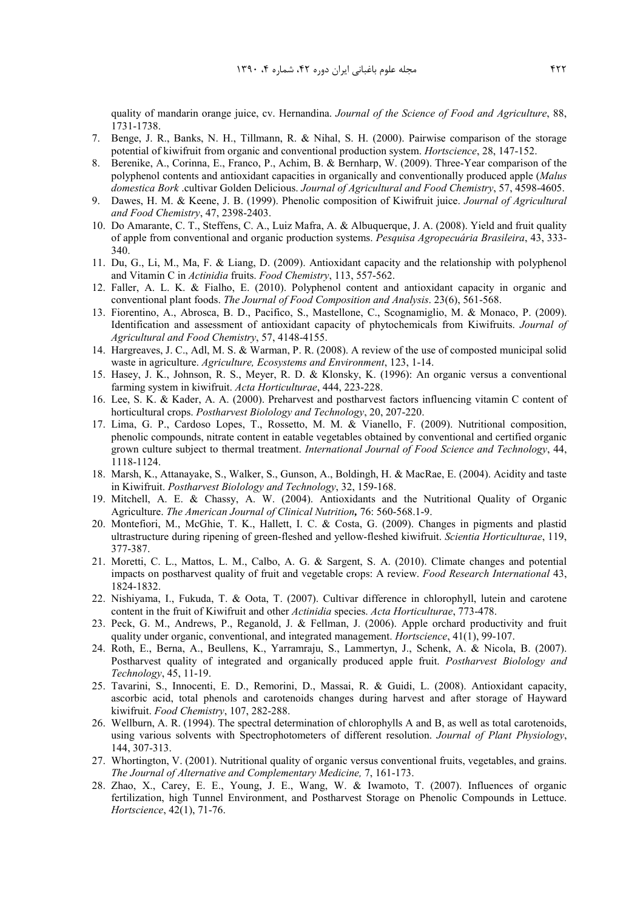quality of mandarin orange juice, cv. Hernandina. *Journal of the Science of Food and Agriculture*, 88, 1731-1738.

7. Benge, J. R., Banks, N. H., Tillmann, R. & Nihal, S. H. (2000). Pairwise comparison of the storage potential of kiwifruit from organic and conventional production system. *Hortscience*, 28, 147-152.
8. Berenike, A., Corinna, E., Franco, P., Achim, B. & Bernharp, W. (2009). Three-Year comparison of the polyphenol contents and antioxidant capacities in organically and conventionally produced apple (*Malus domestica Bork* .cultivar Golden Delicious. *Journal of Agricultural and Food Chemistry*, 57, 4598-4605.
9. Dawes, H. M. & Keene, J. B. (1999). Phenolic composition of Kiwifruit juice. *Journal of Agricultural and Food Chemistry*, 47, 2398-2403.
10. Do Amarante, C. T., Steffens, C. A., Luiz Mafra, A. & Albuquerque, J. A. (2008). Yield and fruit quality of apple from conventional and organic production systems. *Pesquisa Agropecuária Brasileira*, 43, 333-340.
11. Du, G., Li, M., Ma, F. & Liang, D. (2009). Antioxidant capacity and the relationship with polyphenol and Vitamin C in *Actinidia* fruits. *Food Chemistry*, 113, 557-562.
12. Faller, A. L. K. & Fialho, E. (2010). Polyphenol content and antioxidant capacity in organic and conventional plant foods. *The Journal of Food Composition and Analysis*. 23(6), 561-568.
13. Fiorentino, A., Abrosca, B. D., Pacifico, S., Mastellone, C., Scognamiglio, M. & Monaco, P. (2009). Identification and assessment of antioxidant capacity of phytochemicals from Kiwifruits. *Journal of Agricultural and Food Chemistry*, 57, 4148-4155.
14. Hargreaves, J. C., Adl, M. S. & Warman, P. R. (2008). A review of the use of composted municipal solid waste in agriculture. *Agriculture, Ecosystems and Environment*, 123, 1-14.
15. Hasey, J. K., Johnson, R. S., Meyer, R. D. & Klonsky, K. (1996): An organic versus a conventional farming system in kiwifruit. *Acta Horticulturae*, 444, 223-228.
16. Lee, S. K. & Kader, A. A. (2000). Preharvest and postharvest factors influencing vitamin C content of horticultural crops. *Postharvest Biolology and Technology*, 20, 207-220.
17. Lima, G. P., Cardoso Lopes, T., Rossetto, M. M. & Vianello, F. (2009). Nutritional composition, phenolic compounds, nitrate content in eatable vegetables obtained by conventional and certified organic grown culture subject to thermal treatment. *International Journal of Food Science and Technology*, 44, 1118-1124.
18. Marsh, K., Attanayake, S., Walker, S., Gunson, A., Boldingh, H. & MacRae, E. (2004). Acidity and taste in Kiwifruit. *Postharvest Biolology and Technology*, 32, 159-168.
19. Mitchell, A. E. & Chassy, A. W. (2004). Antioxidants and the Nutritional Quality of Organic Agriculture. *The American Journal of Clinical Nutrition***,** 76: 560-568.1-9.
20. Montefiori, M., McGhie, T. K., Hallett, I. C. & Costa, G. (2009). Changes in pigments and plastid ultrastructure during ripening of green-fleshed and yellow-fleshed kiwifruit. *Scientia Horticulturae*, 119, 377-387.
21. Moretti, C. L., Mattos, L. M., Calbo, A. G. & Sargent, S. A. (2010). Climate changes and potential impacts on postharvest quality of fruit and vegetable crops: A review. *Food Research International* 43, 1824-1832.
22. Nishiyama, I., Fukuda, T. & Oota, T. (2007). Cultivar difference in chlorophyll, lutein and carotene content in the fruit of Kiwifruit and other *Actinidia* species. *Acta Horticulturae*, 773-478.
23. Peck, G. M., Andrews, P., Reganold, J. & Fellman, J. (2006). Apple orchard productivity and fruit quality under organic, conventional, and integrated management. *Hortscience*, 41(1), 99-107.
24. Roth, E., Berna, A., Beullens, K., Yarramraju, S., Lammertyn, J., Schenk, A. & Nicola, B. (2007). Postharvest quality of integrated and organically produced apple fruit. *Postharvest Biology and Technology*, 45, 11-19.
25. Tavarini, S., Innocenti, E. D., Remorini, D., Massai, R. & Guidi, L. (2008). Antioxidant capacity, ascorbic acid, total phenols and carotenoids changes during harvest and after storage of Hayward kiwifruit. *Food Chemistry*, 107, 282-288.
26. Wellburn, A. R. (1994). The spectral determination of chlorophylls A and B, as well as total carotenoids, using various solvents with Spectrophotometers of different resolution. *Journal of Plant Physiology*, 144, 307-313.
27. Whortington, V. (2001). Nutritional quality of organic versus conventional fruits, vegetables, and grains. *The Journal of Alternative and Complementary Medicine,* 7, 161-173.
28. Zhao, X., Carey, E. E., Young, J. E., Wang, W. & Iwamoto, T. (2007). Influences of organic fertilization, high Tunnel Environment, and Postharvest Storage on Phenolic Compounds in Lettuce. *Hortscience*, 42(1), 71-76.